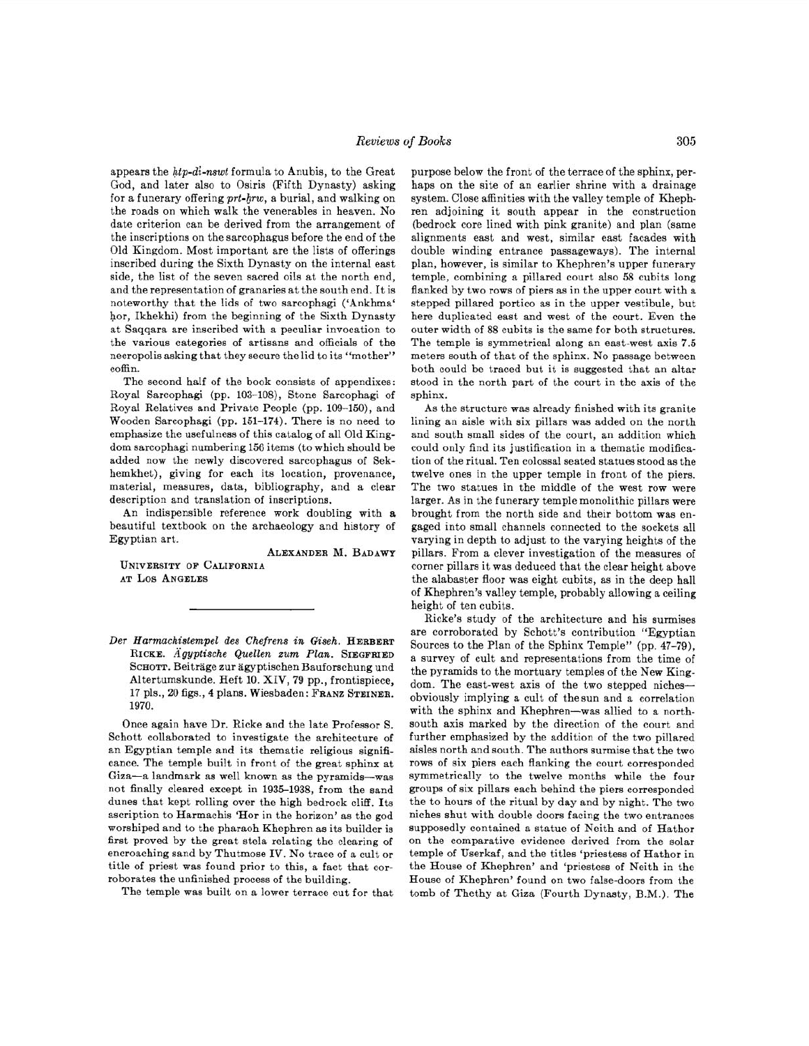appears the *ḥtp-di-nswt* formula to Anubis, to the Great God, and later also to Osiris (Fifth Dynasty) asking for a funerary offering *prt-ḫrw*, a burial, and walking on the roads on which walk the venerables in heaven. No date criterion can be derived from the arrangement of the inscriptions on the sarcophagus before the end of the Old Kingdom. Most important are the lists of offerings inscribed during the Sixth Dynasty on the internal east side, the list of the seven sacred oils at the north end, and the representation of granaries at the south end. It is noteworthy that the lids of two sarcophagi ('Ankhma' ḥor, Ikhekhi) from the beginning of the Sixth Dynasty at Saqqara are inscribed with a peculiar invocation to the various categories of artisans and officials of the necropolis asking that they secure the lid to its "mother" coffin.

The second half of the book consists of appendixes: Royal Sarcophagi (pp. 103–108), Stone Sarcophagi of Royal Relatives and Private People (pp. 109–150), and Wooden Sarcophagi (pp. 151–174). There is no need to emphasize the usefulness of this catalog of all Old Kingdom sarcophagi numbering 156 items (to which should be added now the newly discovered sarcophagus of Sekhemkhet), giving for each its location, provenance, material, measures, data, bibliography, and a clear description and translation of inscriptions.

An indispensible reference work doubling with a beautiful textbook on the archaeology and history of Egyptian art.

ALEXANDER M. BADAWY
UNIVERSITY OF CALIFORNIA
AT LOS ANGELES

---

*Der Harmachistempel des Chefrens in Giseh.* HERBERT RICKE. *Ägyptische Quellen zum Plan.* SIEGFRIED SCHOTT. Beiträge zur ägyptischen Bauforschung und Altertumskunde. Heft 10. XIV, 79 pp., frontispiece, 17 pls., 20 figs., 4 plans. Wiesbaden: FRANZ STEINER. 1970.

Once again have Dr. Ricke and the late Professor S. Schott collaborated to investigate the architecture of an Egyptian temple and its thematic religious significance. The temple built in front of the great sphinx at Giza—a landmark as well known as the pyramids—was not finally cleared except in 1935–1938, from the sand dunes that kept rolling over the high bedrock cliff. Its ascription to Harmachis 'Hor in the horizon' as the god worshiped and to the pharaoh Khephren as its builder is first proved by the great stela relating the clearing of encroaching sand by Thutmose IV. No trace of a cult or title of priest was found prior to this, a fact that corroborates the unfinished process of the building.

The temple was built on a lower terrace cut for that purpose below the front of the terrace of the sphinx, perhaps on the site of an earlier shrine with a drainage system. Close affinities with the valley temple of Khephren adjoining it south appear in the construction (bedrock core lined with pink granite) and plan (same alignments east and west, similar east facades with double winding entrance passageways). The internal plan, however, is similar to Khephren's upper funerary temple, combining a pillared court also 58 cubits long flanked by two rows of piers as in the upper court with a stepped pillared portico as in the upper vestibule, but here duplicated east and west of the court. Even the outer width of 88 cubits is the same for both structures. The temple is symmetrical along an east-west axis 7.5 meters south of that of the sphinx. No passage between both could be traced but it is suggested that an altar stood in the north part of the court in the axis of the sphinx.

As the structure was already finished with its granite lining an aisle with six pillars was added on the north and south small sides of the court, an addition which could only find its justification in a thematic modification of the ritual. Ten colossal seated statues stood as the twelve ones in the upper temple in front of the piers. The two statues in the middle of the west row were larger. As in the funerary temple monolithic pillars were brought from the north side and their bottom was engaged into small channels connected to the sockets all varying in depth to adjust to the varying heights of the pillars. From a clever investigation of the measures of corner pillars it was deduced that the clear height above the alabaster floor was eight cubits, as in the deep hall of Khephren's valley temple, probably allowing a ceiling height of ten cubits.

Ricke's study of the architecture and his surmises are corroborated by Schott's contribution "Egyptian Sources to the Plan of the Sphinx Temple" (pp. 47–79), a survey of cult and representations from the time of the pyramids to the mortuary temples of the New Kingdom. The east-west axis of the two stepped niches—obviously implying a cult of the sun and a correlation with the sphinx and Khephren—was allied to a north-south axis marked by the direction of the court and further emphasized by the addition of the two pillared aisles north and south. The authors surmise that the two rows of six piers each flanking the court corresponded symmetrically to the twelve months while the four groups of six pillars each behind the piers corresponded the to hours of the ritual by day and by night. The two niches shut with double doors facing the two entrances supposedly contained a statue of Neith and of Hathor on the comparative evidence derived from the solar temple of Userkaf, and the titles 'priestess of Hathor in the House of Khephren' and 'priestess of Neith in the House of Khephren' found on two false-doors from the tomb of Thethy at Giza (Fourth Dynasty, B.M.). The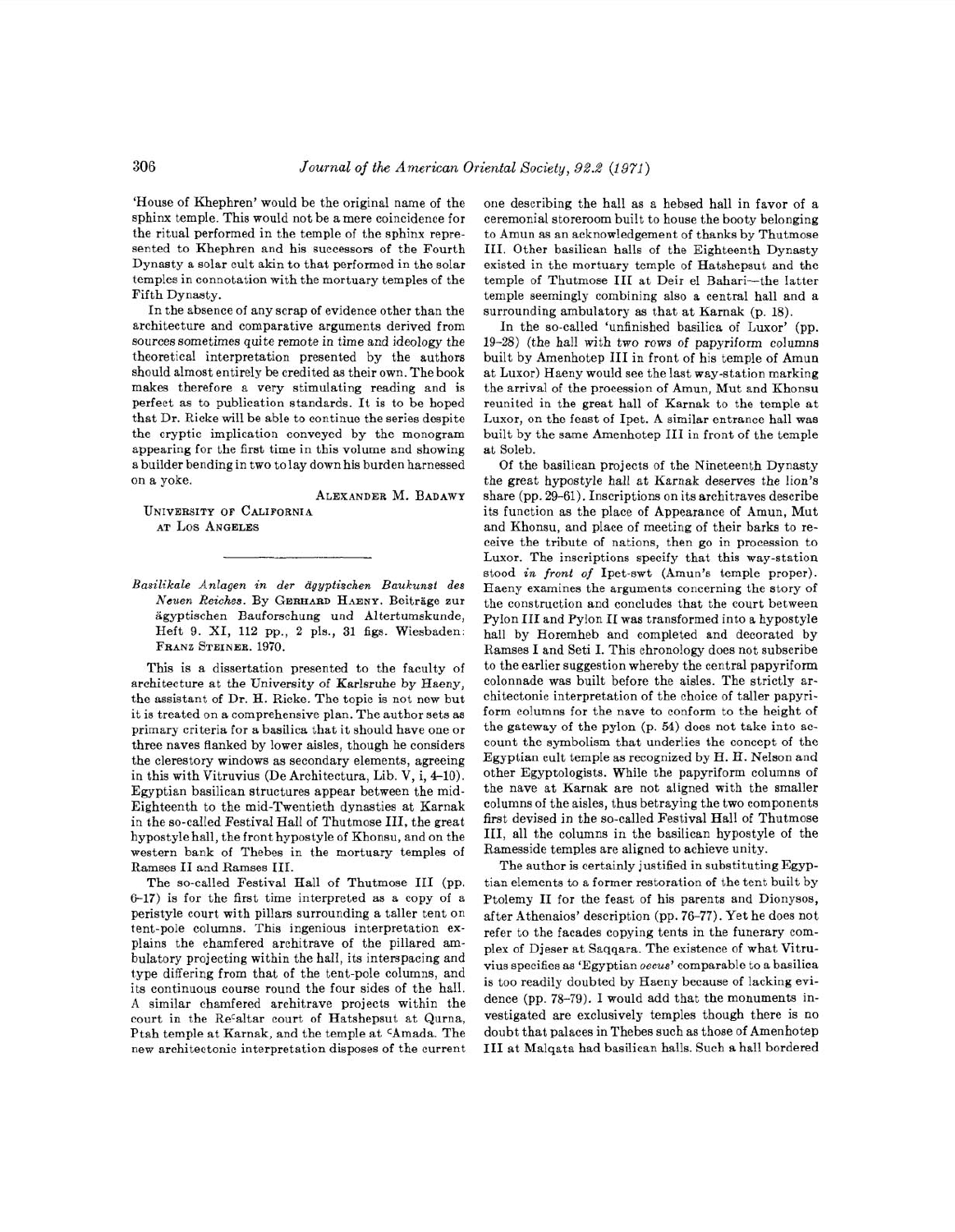'House of Khephren' would be the original name of the sphinx temple. This would not be a mere coincidence for the ritual performed in the temple of the sphinx represented to Khephren and his successors of the Fourth Dynasty a solar cult akin to that performed in the solar temples in connotation with the mortuary temples of the Fifth Dynasty.

In the absence of any scrap of evidence other than the architecture and comparative arguments derived from sources sometimes quite remote in time and ideology the theoretical interpretation presented by the authors should almost entirely be credited as their own. The book makes therefore a very stimulating reading and is perfect as to publication standards. It is to be hoped that Dr. Ricke will be able to continue the series despite the cryptic implication conveyed by the monogram appearing for the first time in this volume and showing a builder bending in two to lay down his burden harnessed on a yoke.

ALEXANDER M. BADAWY
UNIVERSITY OF CALIFORNIA
AT LOS ANGELES

---

*Basilikale Anlagen in der ägyptischen Baukunst des Neuen Reiches.* By GERHARD HAENY. Beiträge zur ägyptischen Bauforschung und Altertumskunde, Heft 9. XI, 112 pp., 2 pls., 31 figs. Wiesbaden: FRANZ STEINER. 1970.

This is a dissertation presented to the faculty of architecture at the University of Karlsruhe by Haeny, the assistant of Dr. H. Ricke. The topic is not new but it is treated on a comprehensive plan. The author sets as primary criteria for a basilica that it should have one or three naves flanked by lower aisles, though he considers the clerestory windows as secondary elements, agreeing in this with Vitruvius (De Architectura, Lib. V, i, 4–10). Egyptian basilican structures appear between the mid-Eighteenth to the mid-Twentieth dynasties at Karnak in the so-called Festival Hall of Thutmose III, the great hypostyle hall, the front hypostyle of Khonsu, and on the western bank of Thebes in the mortuary temples of Ramses II and Ramses III.

The so-called Festival Hall of Thutmose III (pp. 6–17) is for the first time interpreted as a copy of a peristyle court with pillars surrounding a taller tent on tent-pole columns. This ingenious interpretation explains the chamfered architrave of the pillared ambulatory projecting within the hall, its interspacing and type differing from that of the tent-pole columns, and its continuous course round the four sides of the hall. A similar chamfered architrave projects within the court in the Reʿaltar court of Hatshepsut at Qurna, Ptah temple at Karnak, and the temple at ʿAmada. The new architectonic interpretation disposes of the current one describing the hall as a hebsed hall in favor of a ceremonial storeroom built to house the booty belonging to Amun as an acknowledgement of thanks by Thutmose III. Other basilican halls of the Eighteenth Dynasty existed in the mortuary temple of Hatshepsut and the temple of Thutmose III at Deir el Bahari—the latter temple seemingly combining also a central hall and a surrounding ambulatory as that at Karnak (p. 18).

In the so-called 'unfinished basilica of Luxor' (pp. 19–28) (the hall with two rows of papyriform columns built by Amenhotep III in front of his temple of Amun at Luxor) Haeny would see the last way-station marking the arrival of the procession of Amun, Mut and Khonsu reunited in the great hall of Karnak to the temple at Luxor, on the feast of Ipet. A similar entrance hall was built by the same Amenhotep III in front of the temple at Soleb.

Of the basilican projects of the Nineteenth Dynasty the great hypostyle hall at Karnak deserves the lion's share (pp. 29–61). Inscriptions on its architraves describe its function as the place of Appearance of Amun, Mut and Khonsu, and place of meeting of their barks to receive the tribute of nations, then go in procession to Luxor. The inscriptions specify that this way-station stood *in front of* Ipet-swt (Amun's temple proper). Haeny examines the arguments concerning the story of the construction and concludes that the court between Pylon III and Pylon II was transformed into a hypostyle hall by Horemheb and completed and decorated by Ramses I and Seti I. This chronology does not subscribe to the earlier suggestion whereby the central papyriform colonnade was built before the aisles. The strictly architectonic interpretation of the choice of taller papyriform columns for the nave to conform to the height of the gateway of the pylon (p. 54) does not take into account the symbolism that underlies the concept of the Egyptian cult temple as recognized by H. H. Nelson and other Egyptologists. While the papyriform columns of the nave at Karnak are not aligned with the smaller columns of the aisles, thus betraying the two components first devised in the so-called Festival Hall of Thutmose III, all the columns in the basilican hypostyle of the Ramesside temples are aligned to achieve unity.

The author is certainly justified in substituting Egyptian elements to a former restoration of the tent built by Ptolemy II for the feast of his parents and Dionysos, after Athenaios' description (pp. 76–77). Yet he does not refer to the facades copying tents in the funerary complex of Djeser at Saqqara. The existence of what Vitruvius specifies as 'Egyptian *oecus*' comparable to a basilica is too readily doubted by Haeny because of lacking evidence (pp. 78–79). I would add that the monuments investigated are exclusively temples though there is no doubt that palaces in Thebes such as those of Amenhotep III at Malqata had basilican halls. Such a hall bordered